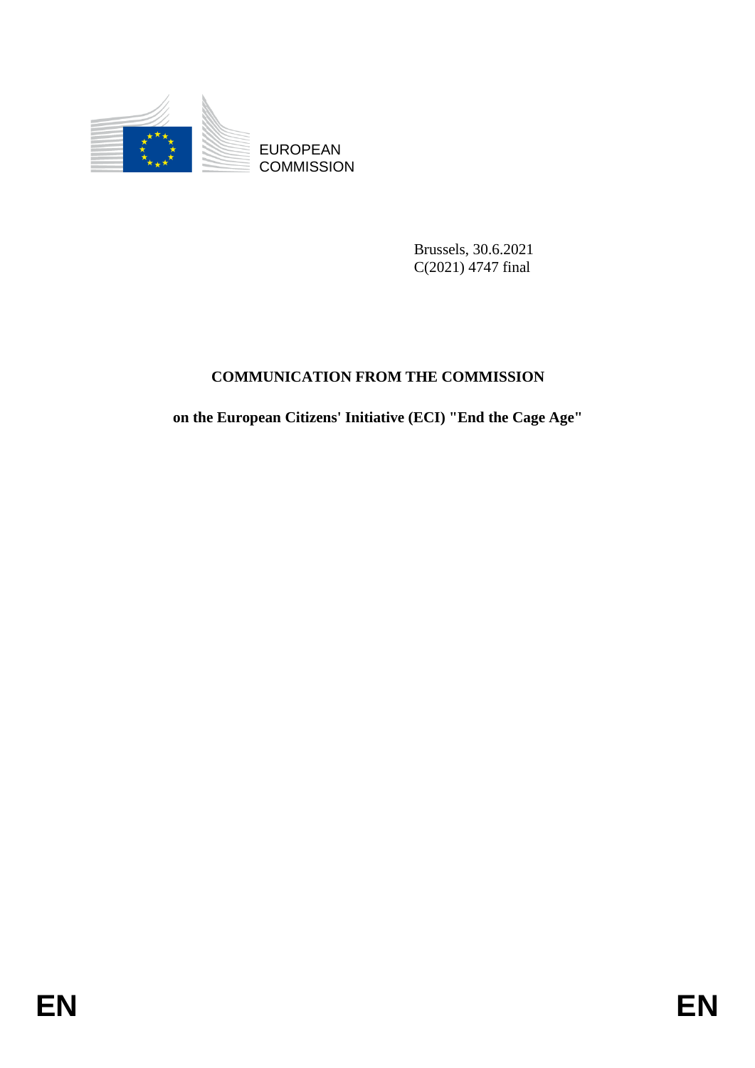EUROPEAN
COMMISSION

Brussels, 30.6.2021
C(2021) 4747 final

# COMMUNICATION FROM THE COMMISSION

## on the European Citizens' Initiative (ECI) "End the Cage Age"

EN EN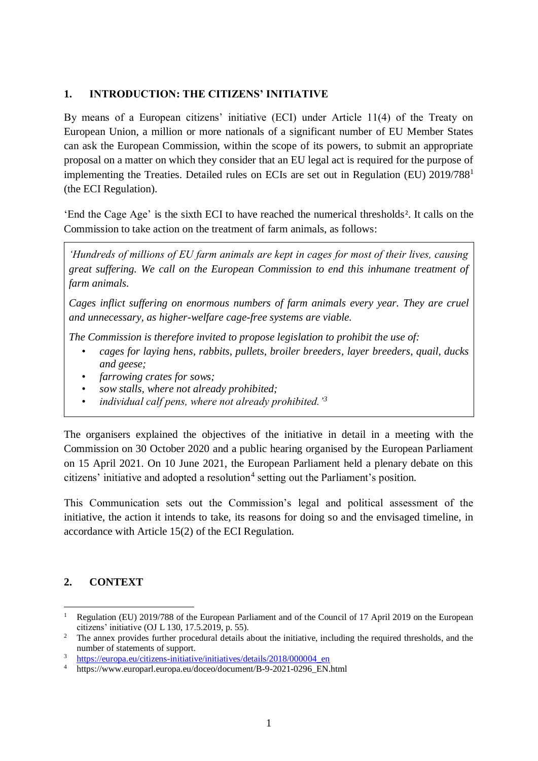## 1. INTRODUCTION: THE CITIZENS' INITIATIVE

By means of a European citizens' initiative (ECI) under Article 11(4) of the Treaty on European Union, a million or more nationals of a significant number of EU Member States can ask the European Commission, within the scope of its powers, to submit an appropriate proposal on a matter on which they consider that an EU legal act is required for the purpose of implementing the Treaties. Detailed rules on ECIs are set out in Regulation (EU) 2019/788[1] (the ECI Regulation).

'End the Cage Age' is the sixth ECI to have reached the numerical thresholds[2]. It calls on the Commission to take action on the treatment of farm animals, as follows:

> *'Hundreds of millions of EU farm animals are kept in cages for most of their lives, causing great suffering. We call on the European Commission to end this inhumane treatment of farm animals.*
>
> *Cages inflict suffering on enormous numbers of farm animals every year. They are cruel and unnecessary, as higher-welfare cage-free systems are viable.*
>
> *The Commission is therefore invited to propose legislation to prohibit the use of:*
>
> - *cages for laying hens, rabbits, pullets, broiler breeders, layer breeders, quail, ducks and geese;*
> - *farrowing crates for sows;*
> - *sow stalls, where not already prohibited;*
> - *individual calf pens, where not already prohibited.'*[3]

The organisers explained the objectives of the initiative in detail in a meeting with the Commission on 30 October 2020 and a public hearing organised by the European Parliament on 15 April 2021. On 10 June 2021, the European Parliament held a plenary debate on this citizens' initiative and adopted a resolution[4] setting out the Parliament's position.

This Communication sets out the Commission's legal and political assessment of the initiative, the action it intends to take, its reasons for doing so and the envisaged timeline, in accordance with Article 15(2) of the ECI Regulation.

## 2. CONTEXT

---

[1] Regulation (EU) 2019/788 of the European Parliament and of the Council of 17 April 2019 on the European citizens' initiative (OJ L 130, 17.5.2019, p. 55).

[2] The annex provides further procedural details about the initiative, including the required thresholds, and the number of statements of support.

[3] https://europa.eu/citizens-initiative/initiatives/details/2018/000004_en

[4] https://www.europarl.europa.eu/doceo/document/B-9-2021-0296_EN.html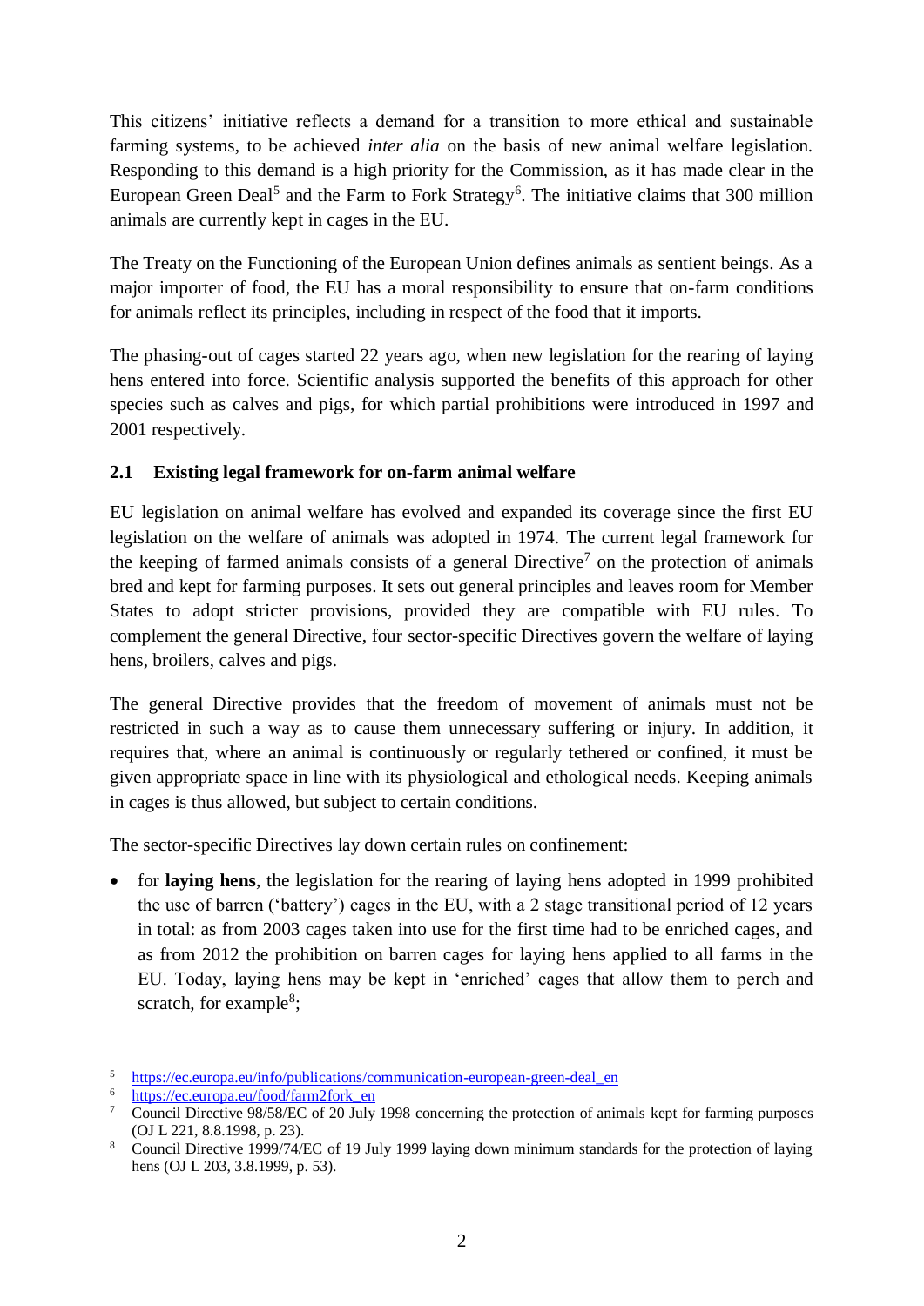This citizens' initiative reflects a demand for a transition to more ethical and sustainable farming systems, to be achieved *inter alia* on the basis of new animal welfare legislation. Responding to this demand is a high priority for the Commission, as it has made clear in the European Green Deal[5] and the Farm to Fork Strategy[6]. The initiative claims that 300 million animals are currently kept in cages in the EU.

The Treaty on the Functioning of the European Union defines animals as sentient beings. As a major importer of food, the EU has a moral responsibility to ensure that on-farm conditions for animals reflect its principles, including in respect of the food that it imports.

The phasing-out of cages started 22 years ago, when new legislation for the rearing of laying hens entered into force. Scientific analysis supported the benefits of this approach for other species such as calves and pigs, for which partial prohibitions were introduced in 1997 and 2001 respectively.

### 2.1 Existing legal framework for on-farm animal welfare

EU legislation on animal welfare has evolved and expanded its coverage since the first EU legislation on the welfare of animals was adopted in 1974. The current legal framework for the keeping of farmed animals consists of a general Directive[7] on the protection of animals bred and kept for farming purposes. It sets out general principles and leaves room for Member States to adopt stricter provisions, provided they are compatible with EU rules. To complement the general Directive, four sector-specific Directives govern the welfare of laying hens, broilers, calves and pigs.

The general Directive provides that the freedom of movement of animals must not be restricted in such a way as to cause them unnecessary suffering or injury. In addition, it requires that, where an animal is continuously or regularly tethered or confined, it must be given appropriate space in line with its physiological and ethological needs. Keeping animals in cages is thus allowed, but subject to certain conditions.

The sector-specific Directives lay down certain rules on confinement:

- for **laying hens**, the legislation for the rearing of laying hens adopted in 1999 prohibited the use of barren ('battery') cages in the EU, with a 2 stage transitional period of 12 years in total: as from 2003 cages taken into use for the first time had to be enriched cages, and as from 2012 the prohibition on barren cages for laying hens applied to all farms in the EU. Today, laying hens may be kept in 'enriched' cages that allow them to perch and scratch, for example[8];

---

[5] https://ec.europa.eu/info/publications/communication-european-green-deal_en

[6] https://ec.europa.eu/food/farm2fork_en

[7] Council Directive 98/58/EC of 20 July 1998 concerning the protection of animals kept for farming purposes (OJ L 221, 8.8.1998, p. 23).

[8] Council Directive 1999/74/EC of 19 July 1999 laying down minimum standards for the protection of laying hens (OJ L 203, 3.8.1999, p. 53).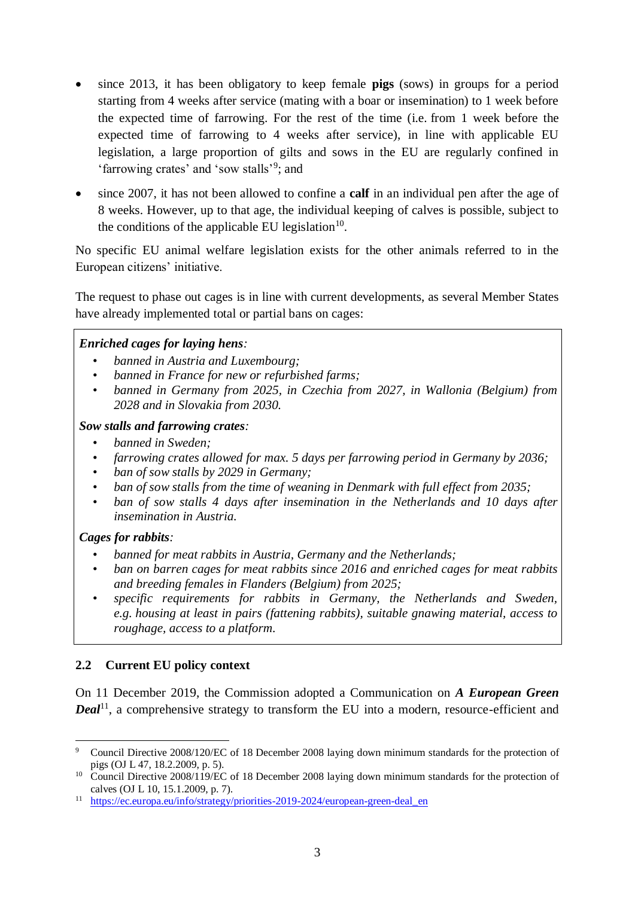- since 2013, it has been obligatory to keep female **pigs** (sows) in groups for a period starting from 4 weeks after service (mating with a boar or insemination) to 1 week before the expected time of farrowing. For the rest of the time (i.e. from 1 week before the expected time of farrowing to 4 weeks after service), in line with applicable EU legislation, a large proportion of gilts and sows in the EU are regularly confined in 'farrowing crates' and 'sow stalls'[9]; and
- since 2007, it has not been allowed to confine a **calf** in an individual pen after the age of 8 weeks. However, up to that age, the individual keeping of calves is possible, subject to the conditions of the applicable EU legislation[10].

No specific EU animal welfare legislation exists for the other animals referred to in the European citizens' initiative.

The request to phase out cages is in line with current developments, as several Member States have already implemented total or partial bans on cages:

***Enriched cages for laying hens:***

- *banned in Austria and Luxembourg;*
- *banned in France for new or refurbished farms;*
- *banned in Germany from 2025, in Czechia from 2027, in Wallonia (Belgium) from 2028 and in Slovakia from 2030.*

***Sow stalls and farrowing crates:***

- *banned in Sweden;*
- *farrowing crates allowed for max. 5 days per farrowing period in Germany by 2036;*
- *ban of sow stalls by 2029 in Germany;*
- *ban of sow stalls from the time of weaning in Denmark with full effect from 2035;*
- *ban of sow stalls 4 days after insemination in the Netherlands and 10 days after insemination in Austria.*

***Cages for rabbits:***

- *banned for meat rabbits in Austria, Germany and the Netherlands;*
- *ban on barren cages for meat rabbits since 2016 and enriched cages for meat rabbits and breeding females in Flanders (Belgium) from 2025;*
- *specific requirements for rabbits in Germany, the Netherlands and Sweden, e.g. housing at least in pairs (fattening rabbits), suitable gnawing material, access to roughage, access to a platform.*

### 2.2 Current EU policy context

On 11 December 2019, the Commission adopted a Communication on ***A European Green Deal***[11], a comprehensive strategy to transform the EU into a modern, resource-efficient and

---

[9] Council Directive 2008/120/EC of 18 December 2008 laying down minimum standards for the protection of pigs (OJ L 47, 18.2.2009, p. 5).

[10] Council Directive 2008/119/EC of 18 December 2008 laying down minimum standards for the protection of calves (OJ L 10, 15.1.2009, p. 7).

[11] https://ec.europa.eu/info/strategy/priorities-2019-2024/european-green-deal_en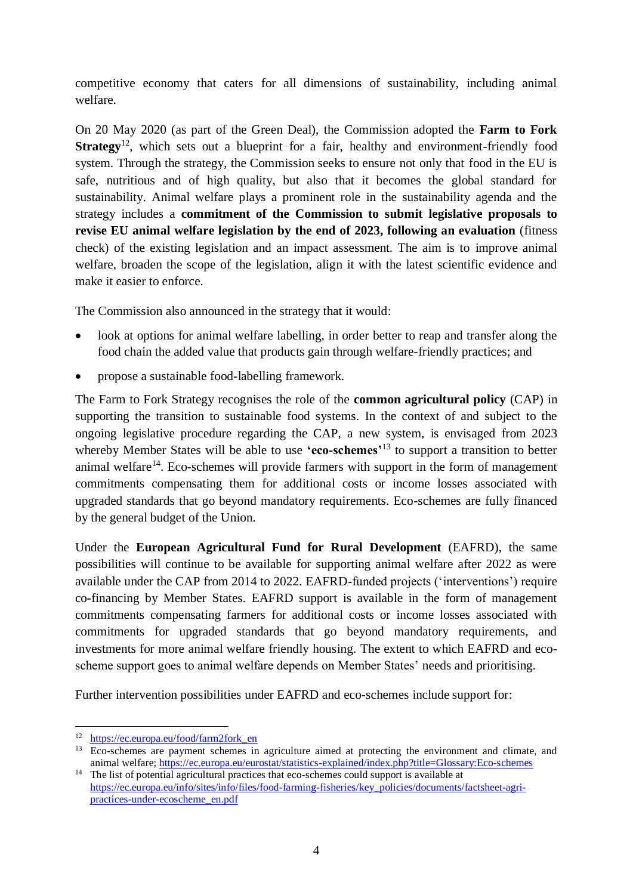competitive economy that caters for all dimensions of sustainability, including animal welfare.

On 20 May 2020 (as part of the Green Deal), the Commission adopted the **Farm to Fork Strategy**[12], which sets out a blueprint for a fair, healthy and environment-friendly food system. Through the strategy, the Commission seeks to ensure not only that food in the EU is safe, nutritious and of high quality, but also that it becomes the global standard for sustainability. Animal welfare plays a prominent role in the sustainability agenda and the strategy includes a **commitment of the Commission to submit legislative proposals to revise EU animal welfare legislation by the end of 2023, following an evaluation** (fitness check) of the existing legislation and an impact assessment. The aim is to improve animal welfare, broaden the scope of the legislation, align it with the latest scientific evidence and make it easier to enforce.

The Commission also announced in the strategy that it would:

- look at options for animal welfare labelling, in order better to reap and transfer along the food chain the added value that products gain through welfare-friendly practices; and
- propose a sustainable food-labelling framework.

The Farm to Fork Strategy recognises the role of the **common agricultural policy** (CAP) in supporting the transition to sustainable food systems. In the context of and subject to the ongoing legislative procedure regarding the CAP, a new system, is envisaged from 2023 whereby Member States will be able to use **'eco-schemes'**[13] to support a transition to better animal welfare[14]. Eco-schemes will provide farmers with support in the form of management commitments compensating them for additional costs or income losses associated with upgraded standards that go beyond mandatory requirements. Eco-schemes are fully financed by the general budget of the Union.

Under the **European Agricultural Fund for Rural Development** (EAFRD), the same possibilities will continue to be available for supporting animal welfare after 2022 as were available under the CAP from 2014 to 2022. EAFRD-funded projects ('interventions') require co-financing by Member States. EAFRD support is available in the form of management commitments compensating farmers for additional costs or income losses associated with commitments for upgraded standards that go beyond mandatory requirements, and investments for more animal welfare friendly housing. The extent to which EAFRD and eco-scheme support goes to animal welfare depends on Member States' needs and prioritising.

Further intervention possibilities under EAFRD and eco-schemes include support for:

---

[12] https://ec.europa.eu/food/farm2fork_en

[13] Eco-schemes are payment schemes in agriculture aimed at protecting the environment and climate, and animal welfare; https://ec.europa.eu/eurostat/statistics-explained/index.php?title=Glossary:Eco-schemes

[14] The list of potential agricultural practices that eco-schemes could support is available at https://ec.europa.eu/info/sites/info/files/food-farming-fisheries/key_policies/documents/factsheet-agri-practices-under-ecoscheme_en.pdf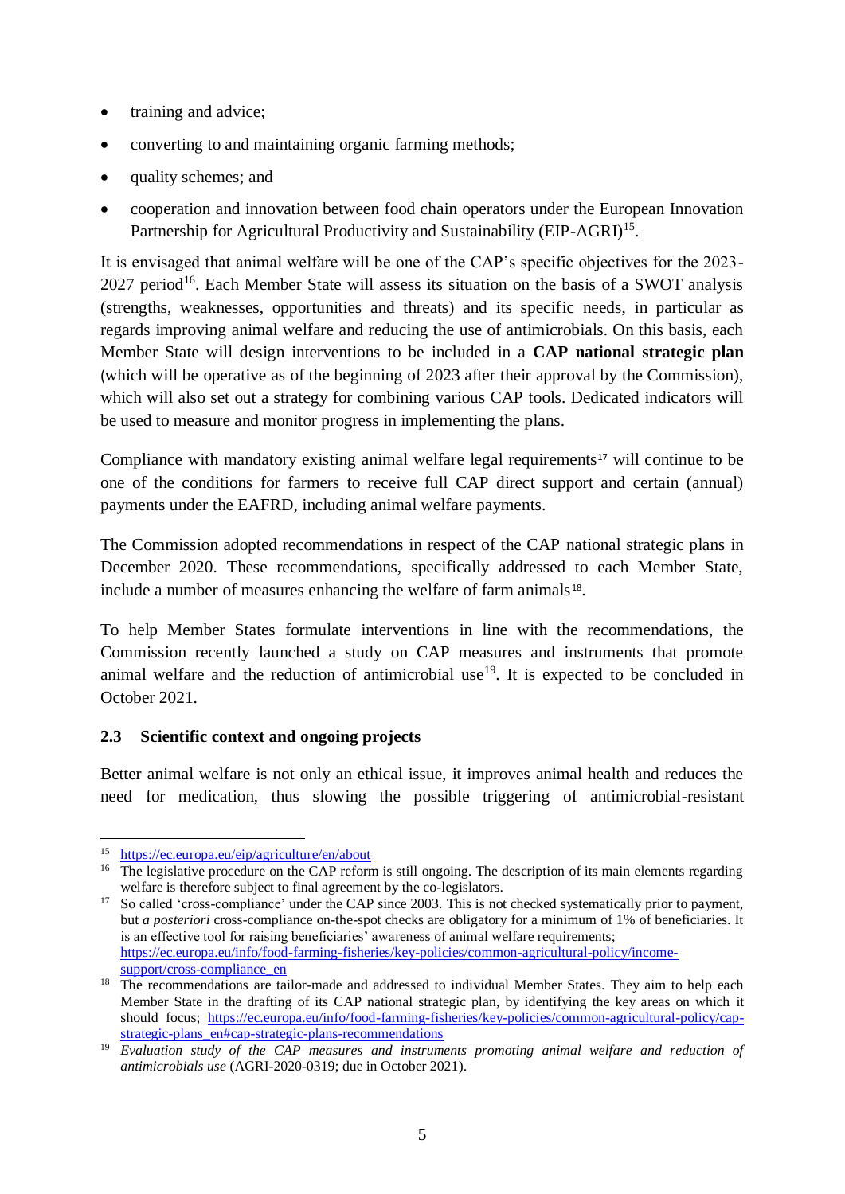- training and advice;
- converting to and maintaining organic farming methods;
- quality schemes; and
- cooperation and innovation between food chain operators under the European Innovation Partnership for Agricultural Productivity and Sustainability (EIP-AGRI)[15].

It is envisaged that animal welfare will be one of the CAP's specific objectives for the 2023-2027 period[16]. Each Member State will assess its situation on the basis of a SWOT analysis (strengths, weaknesses, opportunities and threats) and its specific needs, in particular as regards improving animal welfare and reducing the use of antimicrobials. On this basis, each Member State will design interventions to be included in a **CAP national strategic plan** (which will be operative as of the beginning of 2023 after their approval by the Commission), which will also set out a strategy for combining various CAP tools. Dedicated indicators will be used to measure and monitor progress in implementing the plans.

Compliance with mandatory existing animal welfare legal requirements[17] will continue to be one of the conditions for farmers to receive full CAP direct support and certain (annual) payments under the EAFRD, including animal welfare payments.

The Commission adopted recommendations in respect of the CAP national strategic plans in December 2020. These recommendations, specifically addressed to each Member State, include a number of measures enhancing the welfare of farm animals[18].

To help Member States formulate interventions in line with the recommendations, the Commission recently launched a study on CAP measures and instruments that promote animal welfare and the reduction of antimicrobial use[19]. It is expected to be concluded in October 2021.

### 2.3 Scientific context and ongoing projects

Better animal welfare is not only an ethical issue, it improves animal health and reduces the need for medication, thus slowing the possible triggering of antimicrobial-resistant

---

[15] https://ec.europa.eu/eip/agriculture/en/about

[16] The legislative procedure on the CAP reform is still ongoing. The description of its main elements regarding welfare is therefore subject to final agreement by the co-legislators.

[17] So called 'cross-compliance' under the CAP since 2003. This is not checked systematically prior to payment, but *a posteriori* cross-compliance on-the-spot checks are obligatory for a minimum of 1% of beneficiaries. It is an effective tool for raising beneficiaries' awareness of animal welfare requirements; https://ec.europa.eu/info/food-farming-fisheries/key-policies/common-agricultural-policy/income-support/cross-compliance_en

[18] The recommendations are tailor-made and addressed to individual Member States. They aim to help each Member State in the drafting of its CAP national strategic plan, by identifying the key areas on which it should focus; https://ec.europa.eu/info/food-farming-fisheries/key-policies/common-agricultural-policy/cap-strategic-plans_en#cap-strategic-plans-recommendations

[19] *Evaluation study of the CAP measures and instruments promoting animal welfare and reduction of antimicrobials use* (AGRI-2020-0319; due in October 2021).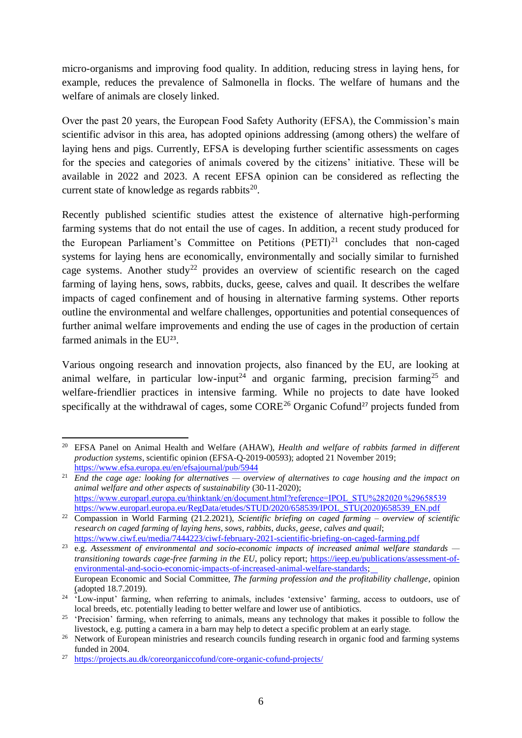micro-organisms and improving food quality. In addition, reducing stress in laying hens, for example, reduces the prevalence of Salmonella in flocks. The welfare of humans and the welfare of animals are closely linked.

Over the past 20 years, the European Food Safety Authority (EFSA), the Commission's main scientific advisor in this area, has adopted opinions addressing (among others) the welfare of laying hens and pigs. Currently, EFSA is developing further scientific assessments on cages for the species and categories of animals covered by the citizens' initiative. These will be available in 2022 and 2023. A recent EFSA opinion can be considered as reflecting the current state of knowledge as regards rabbits[20].

Recently published scientific studies attest the existence of alternative high-performing farming systems that do not entail the use of cages. In addition, a recent study produced for the European Parliament's Committee on Petitions (PETI)[21] concludes that non-caged systems for laying hens are economically, environmentally and socially similar to furnished cage systems. Another study[22] provides an overview of scientific research on the caged farming of laying hens, sows, rabbits, ducks, geese, calves and quail. It describes the welfare impacts of caged confinement and of housing in alternative farming systems. Other reports outline the environmental and welfare challenges, opportunities and potential consequences of further animal welfare improvements and ending the use of cages in the production of certain farmed animals in the EU[23].

Various ongoing research and innovation projects, also financed by the EU, are looking at animal welfare, in particular low-input[24] and organic farming, precision farming[25] and welfare-friendlier practices in intensive farming. While no projects to date have looked specifically at the withdrawal of cages, some CORE[26] Organic Cofund[27] projects funded from

---

[20] EFSA Panel on Animal Health and Welfare (AHAW), *Health and welfare of rabbits farmed in different production systems*, scientific opinion (EFSA-Q-2019-00593); adopted 21 November 2019; https://www.efsa.europa.eu/en/efsajournal/pub/5944

[21] *End the cage age: looking for alternatives — overview of alternatives to cage housing and the impact on animal welfare and other aspects of sustainability* (30-11-2020); https://www.europarl.europa.eu/thinktank/en/document.html?reference=IPOL_STU%282020%29658539 https://www.europarl.europa.eu/RegData/etudes/STUD/2020/658539/IPOL_STU(2020)658539_EN.pdf

[22] Compassion in World Farming (21.2.2021), *Scientific briefing on caged farming – overview of scientific research on caged farming of laying hens, sows, rabbits, ducks, geese, calves and quail*; https://www.ciwf.eu/media/7444223/ciwf-february-2021-scientific-briefing-on-caged-farming.pdf

[23] e.g. *Assessment of environmental and socio-economic impacts of increased animal welfare standards — transitioning towards cage-free farming in the EU*, policy report; https://ieep.eu/publications/assessment-of-environmental-and-socio-economic-impacts-of-increased-animal-welfare-standards;
European Economic and Social Committee, *The farming profession and the profitability challenge*, opinion (adopted 18.7.2019).

[24] 'Low-input' farming, when referring to animals, includes 'extensive' farming, access to outdoors, use of local breeds, etc. potentially leading to better welfare and lower use of antibiotics.

[25] 'Precision' farming, when referring to animals, means any technology that makes it possible to follow the livestock, e.g. putting a camera in a barn may help to detect a specific problem at an early stage.

[26] Network of European ministries and research councils funding research in organic food and farming systems funded in 2004.

[27] https://projects.au.dk/coreorganiccofund/core-organic-cofund-projects/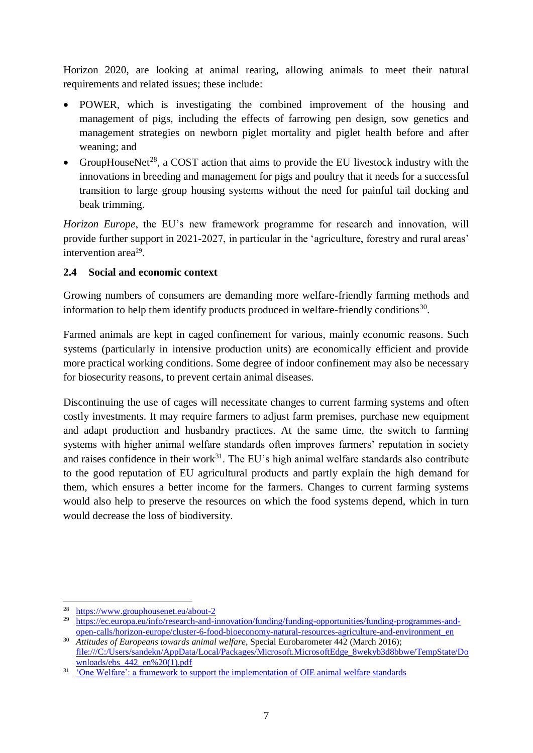Horizon 2020, are looking at animal rearing, allowing animals to meet their natural requirements and related issues; these include:

- POWER, which is investigating the combined improvement of the housing and management of pigs, including the effects of farrowing pen design, sow genetics and management strategies on newborn piglet mortality and piglet health before and after weaning; and
- GroupHouseNet[28], a COST action that aims to provide the EU livestock industry with the innovations in breeding and management for pigs and poultry that it needs for a successful transition to large group housing systems without the need for painful tail docking and beak trimming.

*Horizon Europe*, the EU's new framework programme for research and innovation, will provide further support in 2021-2027, in particular in the 'agriculture, forestry and rural areas' intervention area[29].

### 2.4 Social and economic context

Growing numbers of consumers are demanding more welfare-friendly farming methods and information to help them identify products produced in welfare-friendly conditions[30].

Farmed animals are kept in caged confinement for various, mainly economic reasons. Such systems (particularly in intensive production units) are economically efficient and provide more practical working conditions. Some degree of indoor confinement may also be necessary for biosecurity reasons, to prevent certain animal diseases.

Discontinuing the use of cages will necessitate changes to current farming systems and often costly investments. It may require farmers to adjust farm premises, purchase new equipment and adapt production and husbandry practices. At the same time, the switch to farming systems with higher animal welfare standards often improves farmers' reputation in society and raises confidence in their work[31]. The EU's high animal welfare standards also contribute to the good reputation of EU agricultural products and partly explain the high demand for them, which ensures a better income for the farmers. Changes to current farming systems would also help to preserve the resources on which the food systems depend, which in turn would decrease the loss of biodiversity.

---

[28] https://www.grouphousenet.eu/about-2

[29] https://ec.europa.eu/info/research-and-innovation/funding/funding-opportunities/funding-programmes-and-open-calls/horizon-europe/cluster-6-food-bioeconomy-natural-resources-agriculture-and-environment_en

[30] *Attitudes of Europeans towards animal welfare*, Special Eurobarometer 442 (March 2016); file:///C:/Users/sandekn/AppData/Local/Packages/Microsoft.MicrosoftEdge_8wekyb3d8bbwe/TempState/Downloads/ebs_442_en%20(1).pdf

[31] 'One Welfare': a framework to support the implementation of OIE animal welfare standards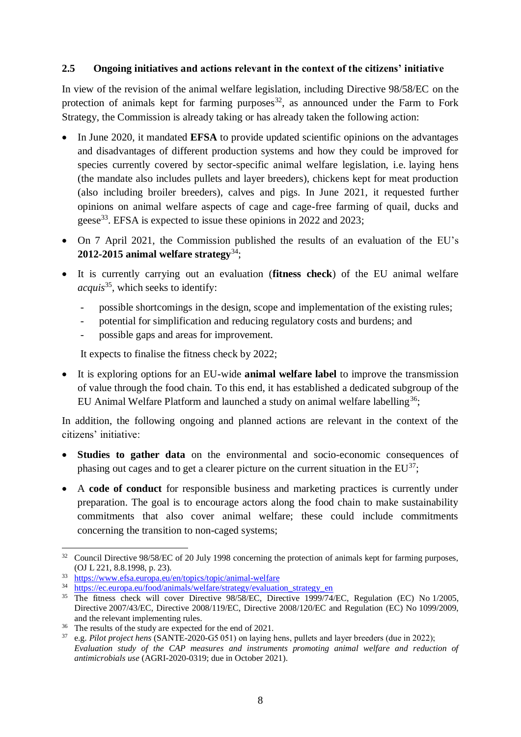### 2.5 Ongoing initiatives and actions relevant in the context of the citizens' initiative

In view of the revision of the animal welfare legislation, including Directive 98/58/EC on the protection of animals kept for farming purposes[32], as announced under the Farm to Fork Strategy, the Commission is already taking or has already taken the following action:

- In June 2020, it mandated **EFSA** to provide updated scientific opinions on the advantages and disadvantages of different production systems and how they could be improved for species currently covered by sector-specific animal welfare legislation, i.e. laying hens (the mandate also includes pullets and layer breeders), chickens kept for meat production (also including broiler breeders), calves and pigs. In June 2021, it requested further opinions on animal welfare aspects of cage and cage-free farming of quail, ducks and geese[33]. EFSA is expected to issue these opinions in 2022 and 2023;
- On 7 April 2021, the Commission published the results of an evaluation of the EU's **2012-2015 animal welfare strategy**[34];
- It is currently carrying out an evaluation (**fitness check**) of the EU animal welfare *acquis*[35], which seeks to identify:
  - possible shortcomings in the design, scope and implementation of the existing rules;
  - potential for simplification and reducing regulatory costs and burdens; and
  - possible gaps and areas for improvement.

  It expects to finalise the fitness check by 2022;
- It is exploring options for an EU-wide **animal welfare label** to improve the transmission of value through the food chain. To this end, it has established a dedicated subgroup of the EU Animal Welfare Platform and launched a study on animal welfare labelling[36];

In addition, the following ongoing and planned actions are relevant in the context of the citizens' initiative:

- **Studies to gather data** on the environmental and socio-economic consequences of phasing out cages and to get a clearer picture on the current situation in the EU[37];
- A **code of conduct** for responsible business and marketing practices is currently under preparation. The goal is to encourage actors along the food chain to make sustainability commitments that also cover animal welfare; these could include commitments concerning the transition to non-caged systems;

---

[32] Council Directive 98/58/EC of 20 July 1998 concerning the protection of animals kept for farming purposes, (OJ L 221, 8.8.1998, p. 23).

[33] https://www.efsa.europa.eu/en/topics/topic/animal-welfare

[34] https://ec.europa.eu/food/animals/welfare/strategy/evaluation_strategy_en

[35] The fitness check will cover Directive 98/58/EC, Directive 1999/74/EC, Regulation (EC) No 1/2005, Directive 2007/43/EC, Directive 2008/119/EC, Directive 2008/120/EC and Regulation (EC) No 1099/2009, and the relevant implementing rules.

[36] The results of the study are expected for the end of 2021.

[37] e.g. *Pilot project hens* (SANTE-2020-G5 051) on laying hens, pullets and layer breeders (due in 2022); *Evaluation study of the CAP measures and instruments promoting animal welfare and reduction of antimicrobials use* (AGRI-2020-0319; due in October 2021).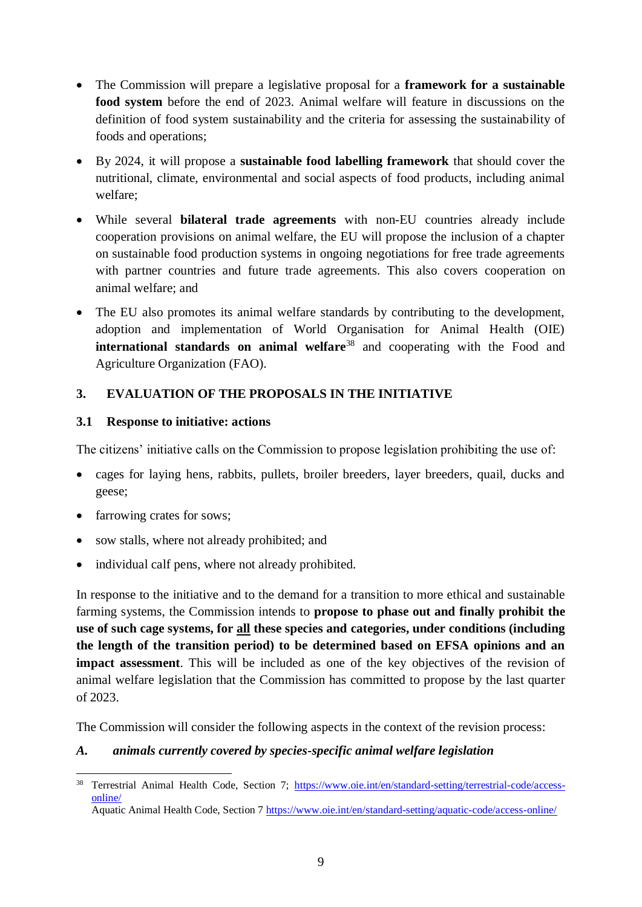- The Commission will prepare a legislative proposal for a **framework for a sustainable food system** before the end of 2023. Animal welfare will feature in discussions on the definition of food system sustainability and the criteria for assessing the sustainability of foods and operations;
- By 2024, it will propose a **sustainable food labelling framework** that should cover the nutritional, climate, environmental and social aspects of food products, including animal welfare;
- While several **bilateral trade agreements** with non-EU countries already include cooperation provisions on animal welfare, the EU will propose the inclusion of a chapter on sustainable food production systems in ongoing negotiations for free trade agreements with partner countries and future trade agreements. This also covers cooperation on animal welfare; and
- The EU also promotes its animal welfare standards by contributing to the development, adoption and implementation of World Organisation for Animal Health (OIE) **international standards on animal welfare**[38] and cooperating with the Food and Agriculture Organization (FAO).

## 3. EVALUATION OF THE PROPOSALS IN THE INITIATIVE

### 3.1 Response to initiative: actions

The citizens' initiative calls on the Commission to propose legislation prohibiting the use of:

- cages for laying hens, rabbits, pullets, broiler breeders, layer breeders, quail, ducks and geese;
- farrowing crates for sows;
- sow stalls, where not already prohibited; and
- individual calf pens, where not already prohibited.

In response to the initiative and to the demand for a transition to more ethical and sustainable farming systems, the Commission intends to **propose to phase out and finally prohibit the use of such cage systems, for <u>all</u> these species and categories, under conditions (including the length of the transition period) to be determined based on EFSA opinions and an impact assessment**. This will be included as one of the key objectives of the revision of animal welfare legislation that the Commission has committed to propose by the last quarter of 2023.

The Commission will consider the following aspects in the context of the revision process:

***A. animals currently covered by species-specific animal welfare legislation***

---

[38] Terrestrial Animal Health Code, Section 7; https://www.oie.int/en/standard-setting/terrestrial-code/access-online/
Aquatic Animal Health Code, Section 7 https://www.oie.int/en/standard-setting/aquatic-code/access-online/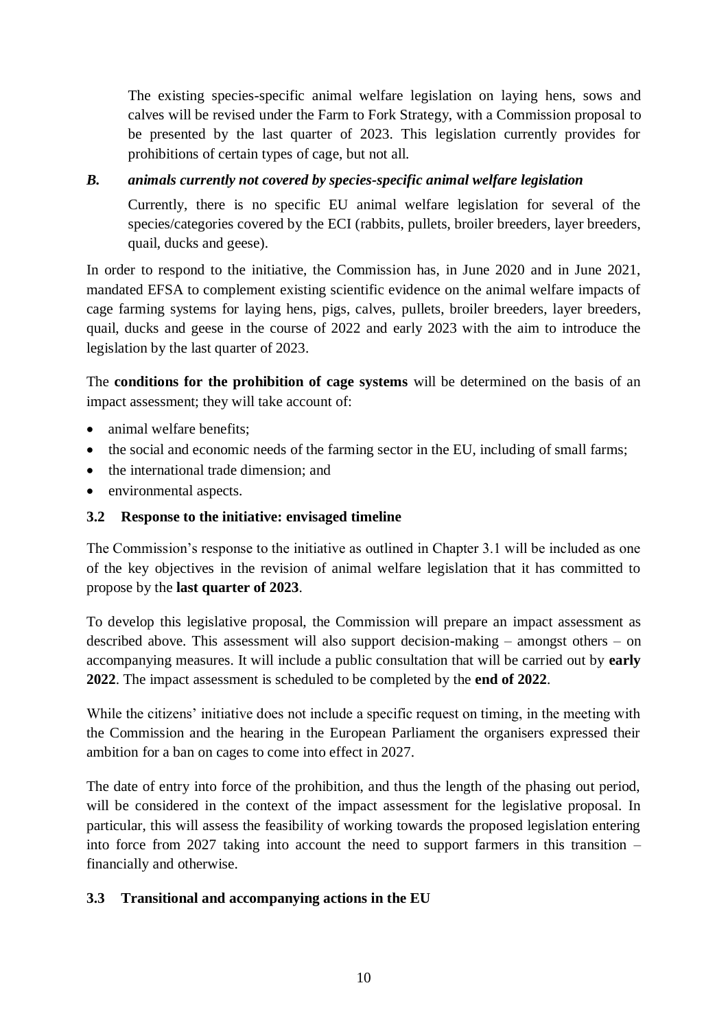The existing species-specific animal welfare legislation on laying hens, sows and calves will be revised under the Farm to Fork Strategy, with a Commission proposal to be presented by the last quarter of 2023. This legislation currently provides for prohibitions of certain types of cage, but not all.

### *B. animals currently not covered by species-specific animal welfare legislation*

Currently, there is no specific EU animal welfare legislation for several of the species/categories covered by the ECI (rabbits, pullets, broiler breeders, layer breeders, quail, ducks and geese).

In order to respond to the initiative, the Commission has, in June 2020 and in June 2021, mandated EFSA to complement existing scientific evidence on the animal welfare impacts of cage farming systems for laying hens, pigs, calves, pullets, broiler breeders, layer breeders, quail, ducks and geese in the course of 2022 and early 2023 with the aim to introduce the legislation by the last quarter of 2023.

The **conditions for the prohibition of cage systems** will be determined on the basis of an impact assessment; they will take account of:

- animal welfare benefits;
- the social and economic needs of the farming sector in the EU, including of small farms;
- the international trade dimension; and
- environmental aspects.

## 3.2 Response to the initiative: envisaged timeline

The Commission's response to the initiative as outlined in Chapter 3.1 will be included as one of the key objectives in the revision of animal welfare legislation that it has committed to propose by the **last quarter of 2023**.

To develop this legislative proposal, the Commission will prepare an impact assessment as described above. This assessment will also support decision-making – amongst others – on accompanying measures. It will include a public consultation that will be carried out by **early 2022**. The impact assessment is scheduled to be completed by the **end of 2022**.

While the citizens' initiative does not include a specific request on timing, in the meeting with the Commission and the hearing in the European Parliament the organisers expressed their ambition for a ban on cages to come into effect in 2027.

The date of entry into force of the prohibition, and thus the length of the phasing out period, will be considered in the context of the impact assessment for the legislative proposal. In particular, this will assess the feasibility of working towards the proposed legislation entering into force from 2027 taking into account the need to support farmers in this transition – financially and otherwise.

## 3.3 Transitional and accompanying actions in the EU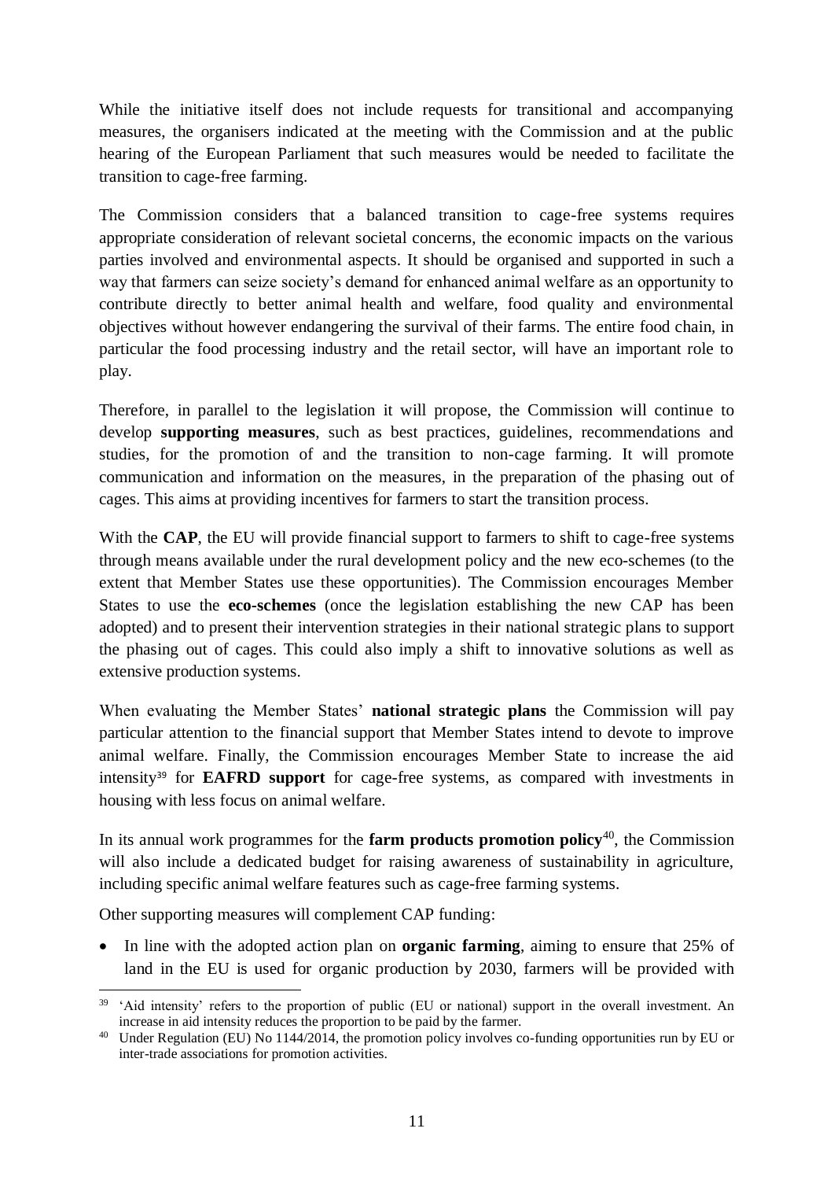While the initiative itself does not include requests for transitional and accompanying measures, the organisers indicated at the meeting with the Commission and at the public hearing of the European Parliament that such measures would be needed to facilitate the transition to cage-free farming.

The Commission considers that a balanced transition to cage-free systems requires appropriate consideration of relevant societal concerns, the economic impacts on the various parties involved and environmental aspects. It should be organised and supported in such a way that farmers can seize society's demand for enhanced animal welfare as an opportunity to contribute directly to better animal health and welfare, food quality and environmental objectives without however endangering the survival of their farms. The entire food chain, in particular the food processing industry and the retail sector, will have an important role to play.

Therefore, in parallel to the legislation it will propose, the Commission will continue to develop **supporting measures**, such as best practices, guidelines, recommendations and studies, for the promotion of and the transition to non-cage farming. It will promote communication and information on the measures, in the preparation of the phasing out of cages. This aims at providing incentives for farmers to start the transition process.

With the **CAP**, the EU will provide financial support to farmers to shift to cage-free systems through means available under the rural development policy and the new eco-schemes (to the extent that Member States use these opportunities). The Commission encourages Member States to use the **eco-schemes** (once the legislation establishing the new CAP has been adopted) and to present their intervention strategies in their national strategic plans to support the phasing out of cages. This could also imply a shift to innovative solutions as well as extensive production systems.

When evaluating the Member States' **national strategic plans** the Commission will pay particular attention to the financial support that Member States intend to devote to improve animal welfare. Finally, the Commission encourages Member State to increase the aid intensity[39] for **EAFRD support** for cage-free systems, as compared with investments in housing with less focus on animal welfare.

In its annual work programmes for the **farm products promotion policy**[40], the Commission will also include a dedicated budget for raising awareness of sustainability in agriculture, including specific animal welfare features such as cage-free farming systems.

Other supporting measures will complement CAP funding:

- In line with the adopted action plan on **organic farming**, aiming to ensure that 25% of land in the EU is used for organic production by 2030, farmers will be provided with

---

[39] 'Aid intensity' refers to the proportion of public (EU or national) support in the overall investment. An increase in aid intensity reduces the proportion to be paid by the farmer.

[40] Under Regulation (EU) No 1144/2014, the promotion policy involves co-funding opportunities run by EU or inter-trade associations for promotion activities.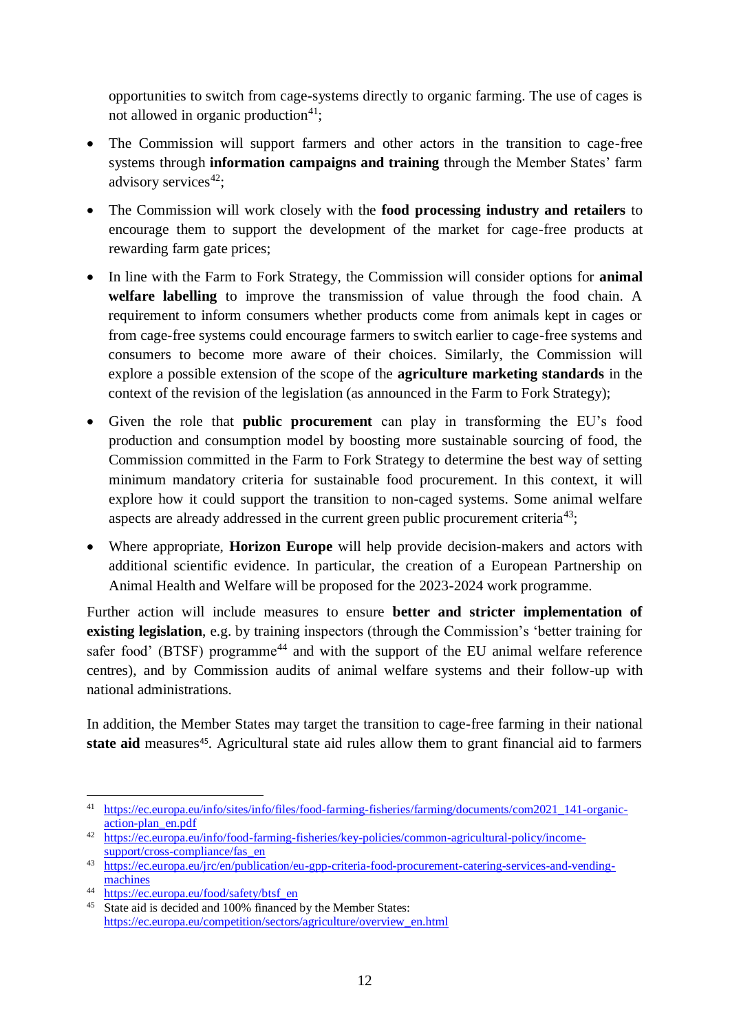opportunities to switch from cage-systems directly to organic farming. The use of cages is not allowed in organic production[41];

- The Commission will support farmers and other actors in the transition to cage-free systems through **information campaigns and training** through the Member States' farm advisory services[42];
- The Commission will work closely with the **food processing industry and retailers** to encourage them to support the development of the market for cage-free products at rewarding farm gate prices;
- In line with the Farm to Fork Strategy, the Commission will consider options for **animal welfare labelling** to improve the transmission of value through the food chain. A requirement to inform consumers whether products come from animals kept in cages or from cage-free systems could encourage farmers to switch earlier to cage-free systems and consumers to become more aware of their choices. Similarly, the Commission will explore a possible extension of the scope of the **agriculture marketing standards** in the context of the revision of the legislation (as announced in the Farm to Fork Strategy);
- Given the role that **public procurement** can play in transforming the EU's food production and consumption model by boosting more sustainable sourcing of food, the Commission committed in the Farm to Fork Strategy to determine the best way of setting minimum mandatory criteria for sustainable food procurement. In this context, it will explore how it could support the transition to non-caged systems. Some animal welfare aspects are already addressed in the current green public procurement criteria[43];
- Where appropriate, **Horizon Europe** will help provide decision-makers and actors with additional scientific evidence. In particular, the creation of a European Partnership on Animal Health and Welfare will be proposed for the 2023-2024 work programme.

Further action will include measures to ensure **better and stricter implementation of existing legislation**, e.g. by training inspectors (through the Commission's 'better training for safer food' (BTSF) programme[44] and with the support of the EU animal welfare reference centres), and by Commission audits of animal welfare systems and their follow-up with national administrations.

In addition, the Member States may target the transition to cage-free farming in their national **state aid** measures[45]. Agricultural state aid rules allow them to grant financial aid to farmers

---

[41] https://ec.europa.eu/info/sites/info/files/food-farming-fisheries/farming/documents/com2021_141-organic-action-plan_en.pdf

[42] https://ec.europa.eu/info/food-farming-fisheries/key-policies/common-agricultural-policy/income-support/cross-compliance/fas_en

[43] https://ec.europa.eu/jrc/en/publication/eu-gpp-criteria-food-procurement-catering-services-and-vending-machines

[44] https://ec.europa.eu/food/safety/btsf_en

[45] State aid is decided and 100% financed by the Member States: https://ec.europa.eu/competition/sectors/agriculture/overview_en.html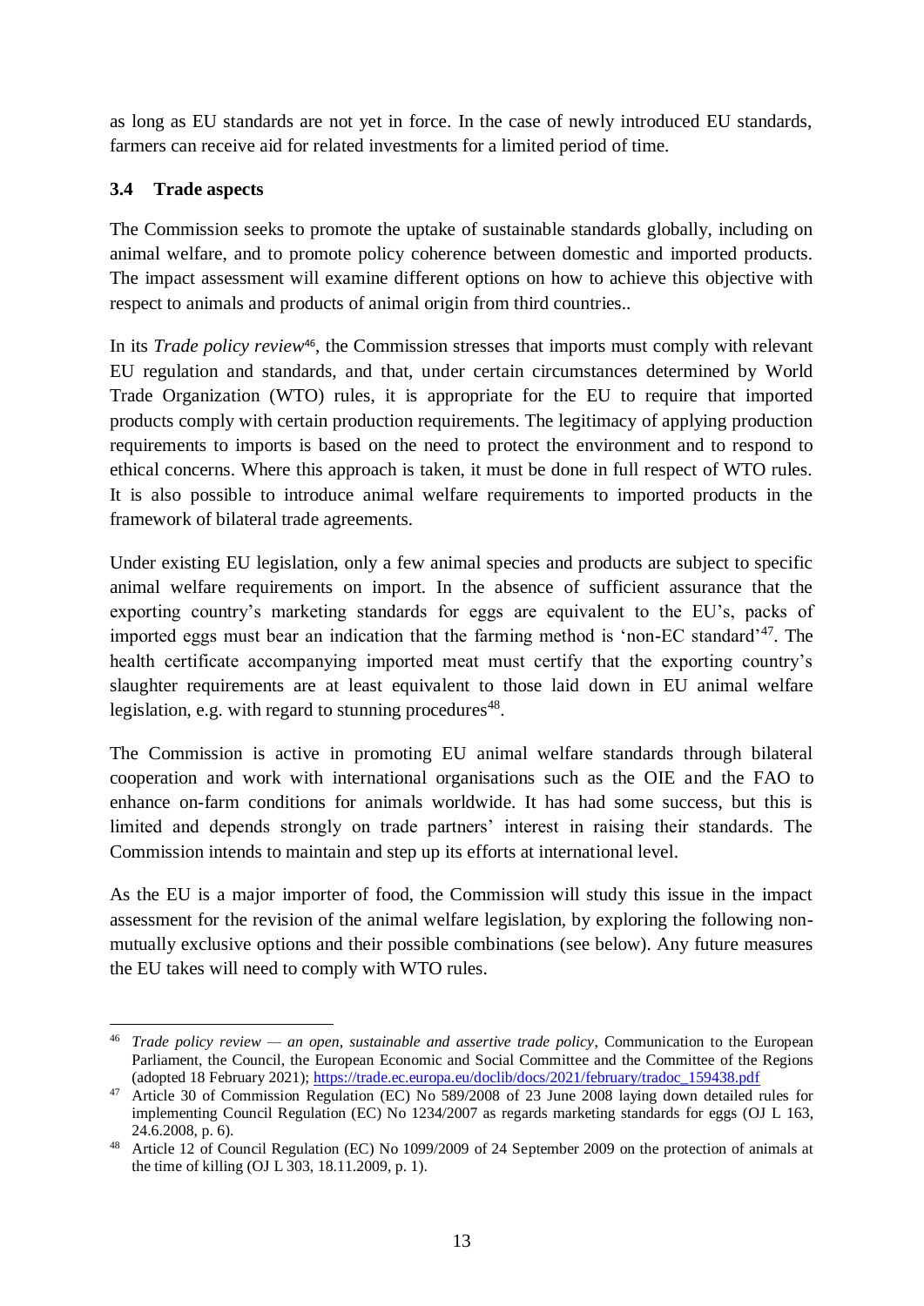as long as EU standards are not yet in force. In the case of newly introduced EU standards, farmers can receive aid for related investments for a limited period of time.

### 3.4 Trade aspects

The Commission seeks to promote the uptake of sustainable standards globally, including on animal welfare, and to promote policy coherence between domestic and imported products. The impact assessment will examine different options on how to achieve this objective with respect to animals and products of animal origin from third countries..

In its *Trade policy review*[46], the Commission stresses that imports must comply with relevant EU regulation and standards, and that, under certain circumstances determined by World Trade Organization (WTO) rules, it is appropriate for the EU to require that imported products comply with certain production requirements. The legitimacy of applying production requirements to imports is based on the need to protect the environment and to respond to ethical concerns. Where this approach is taken, it must be done in full respect of WTO rules. It is also possible to introduce animal welfare requirements to imported products in the framework of bilateral trade agreements.

Under existing EU legislation, only a few animal species and products are subject to specific animal welfare requirements on import. In the absence of sufficient assurance that the exporting country's marketing standards for eggs are equivalent to the EU's, packs of imported eggs must bear an indication that the farming method is 'non-EC standard'[47]. The health certificate accompanying imported meat must certify that the exporting country's slaughter requirements are at least equivalent to those laid down in EU animal welfare legislation, e.g. with regard to stunning procedures[48].

The Commission is active in promoting EU animal welfare standards through bilateral cooperation and work with international organisations such as the OIE and the FAO to enhance on-farm conditions for animals worldwide. It has had some success, but this is limited and depends strongly on trade partners' interest in raising their standards. The Commission intends to maintain and step up its efforts at international level.

As the EU is a major importer of food, the Commission will study this issue in the impact assessment for the revision of the animal welfare legislation, by exploring the following non-mutually exclusive options and their possible combinations (see below). Any future measures the EU takes will need to comply with WTO rules.

---

[46] *Trade policy review — an open, sustainable and assertive trade policy*, Communication to the European Parliament, the Council, the European Economic and Social Committee and the Committee of the Regions (adopted 18 February 2021); https://trade.ec.europa.eu/doclib/docs/2021/february/tradoc_159438.pdf

[47] Article 30 of Commission Regulation (EC) No 589/2008 of 23 June 2008 laying down detailed rules for implementing Council Regulation (EC) No 1234/2007 as regards marketing standards for eggs (OJ L 163, 24.6.2008, p. 6).

[48] Article 12 of Council Regulation (EC) No 1099/2009 of 24 September 2009 on the protection of animals at the time of killing (OJ L 303, 18.11.2009, p. 1).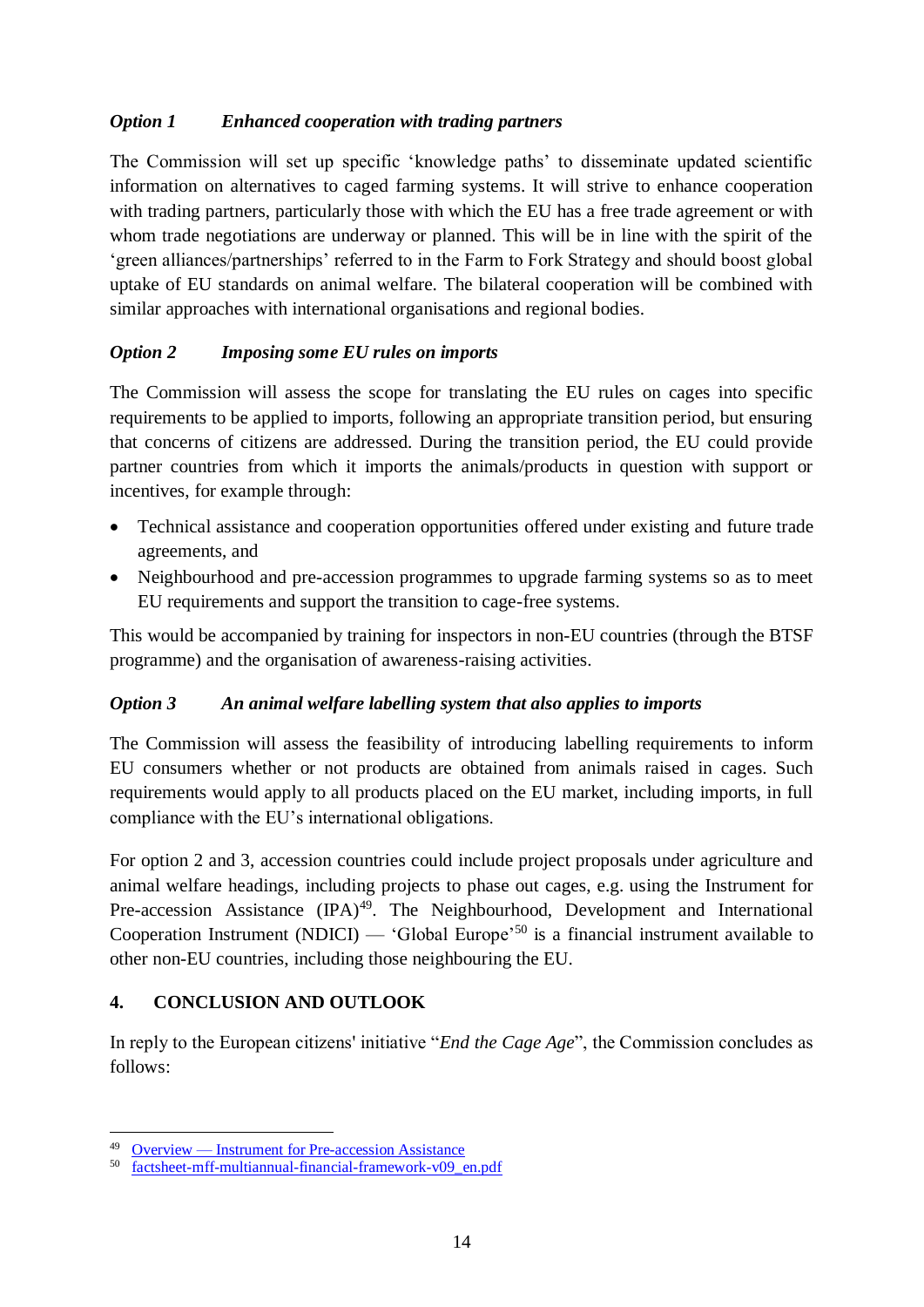***Option 1 Enhanced cooperation with trading partners***

The Commission will set up specific 'knowledge paths' to disseminate updated scientific information on alternatives to caged farming systems. It will strive to enhance cooperation with trading partners, particularly those with which the EU has a free trade agreement or with whom trade negotiations are underway or planned. This will be in line with the spirit of the 'green alliances/partnerships' referred to in the Farm to Fork Strategy and should boost global uptake of EU standards on animal welfare. The bilateral cooperation will be combined with similar approaches with international organisations and regional bodies.

***Option 2 Imposing some EU rules on imports***

The Commission will assess the scope for translating the EU rules on cages into specific requirements to be applied to imports, following an appropriate transition period, but ensuring that concerns of citizens are addressed. During the transition period, the EU could provide partner countries from which it imports the animals/products in question with support or incentives, for example through:

- Technical assistance and cooperation opportunities offered under existing and future trade agreements, and
- Neighbourhood and pre-accession programmes to upgrade farming systems so as to meet EU requirements and support the transition to cage-free systems.

This would be accompanied by training for inspectors in non-EU countries (through the BTSF programme) and the organisation of awareness-raising activities.

***Option 3 An animal welfare labelling system that also applies to imports***

The Commission will assess the feasibility of introducing labelling requirements to inform EU consumers whether or not products are obtained from animals raised in cages. Such requirements would apply to all products placed on the EU market, including imports, in full compliance with the EU's international obligations.

For option 2 and 3, accession countries could include project proposals under agriculture and animal welfare headings, including projects to phase out cages, e.g. using the Instrument for Pre-accession Assistance (IPA)[49]. The Neighbourhood, Development and International Cooperation Instrument (NDICI) — 'Global Europe'[50] is a financial instrument available to other non-EU countries, including those neighbouring the EU.

## 4. CONCLUSION AND OUTLOOK

In reply to the European citizens' initiative "*End the Cage Age*", the Commission concludes as follows:

---

[49] Overview — Instrument for Pre-accession Assistance

[50] factsheet-mff-multiannual-financial-framework-v09_en.pdf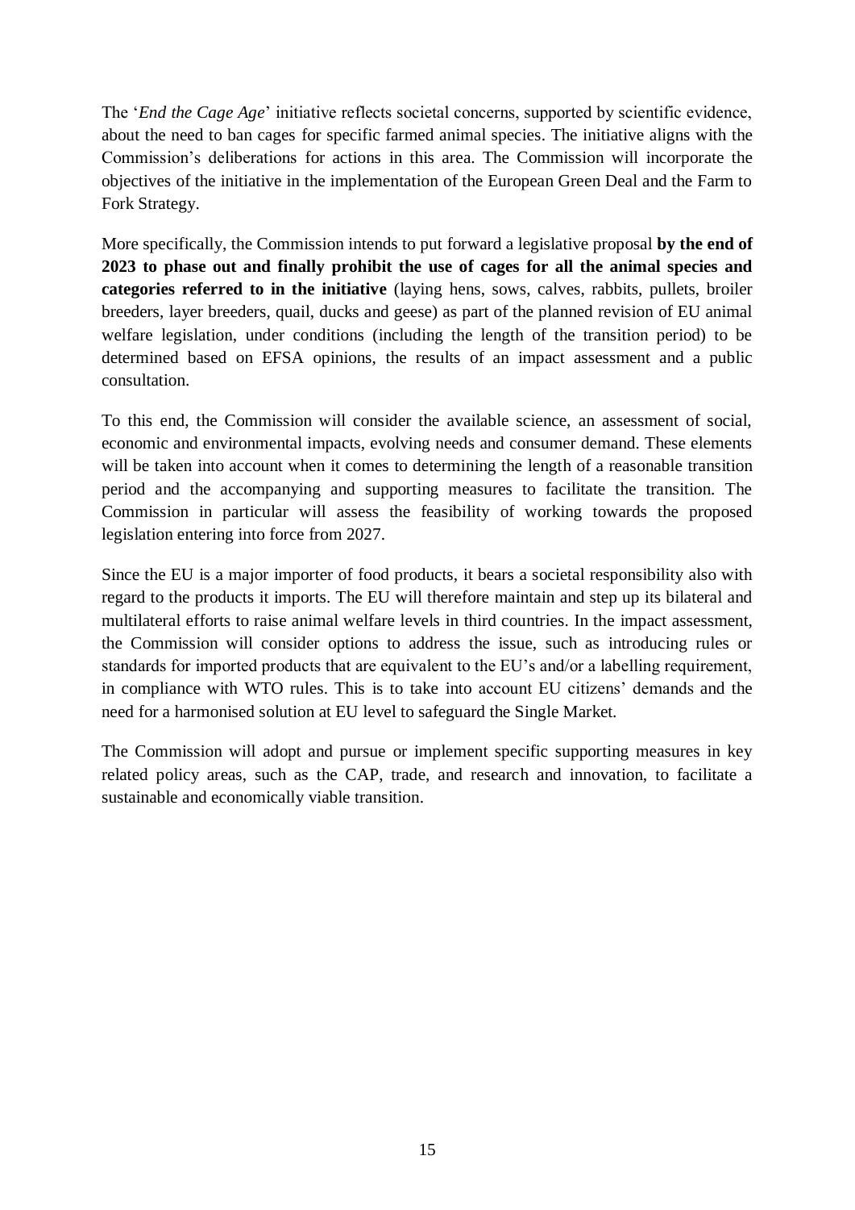The '*End the Cage Age*' initiative reflects societal concerns, supported by scientific evidence, about the need to ban cages for specific farmed animal species. The initiative aligns with the Commission's deliberations for actions in this area. The Commission will incorporate the objectives of the initiative in the implementation of the European Green Deal and the Farm to Fork Strategy.

More specifically, the Commission intends to put forward a legislative proposal **by the end of 2023 to phase out and finally prohibit the use of cages for all the animal species and categories referred to in the initiative** (laying hens, sows, calves, rabbits, pullets, broiler breeders, layer breeders, quail, ducks and geese) as part of the planned revision of EU animal welfare legislation, under conditions (including the length of the transition period) to be determined based on EFSA opinions, the results of an impact assessment and a public consultation.

To this end, the Commission will consider the available science, an assessment of social, economic and environmental impacts, evolving needs and consumer demand. These elements will be taken into account when it comes to determining the length of a reasonable transition period and the accompanying and supporting measures to facilitate the transition. The Commission in particular will assess the feasibility of working towards the proposed legislation entering into force from 2027.

Since the EU is a major importer of food products, it bears a societal responsibility also with regard to the products it imports. The EU will therefore maintain and step up its bilateral and multilateral efforts to raise animal welfare levels in third countries. In the impact assessment, the Commission will consider options to address the issue, such as introducing rules or standards for imported products that are equivalent to the EU's and/or a labelling requirement, in compliance with WTO rules. This is to take into account EU citizens' demands and the need for a harmonised solution at EU level to safeguard the Single Market.

The Commission will adopt and pursue or implement specific supporting measures in key related policy areas, such as the CAP, trade, and research and innovation, to facilitate a sustainable and economically viable transition.